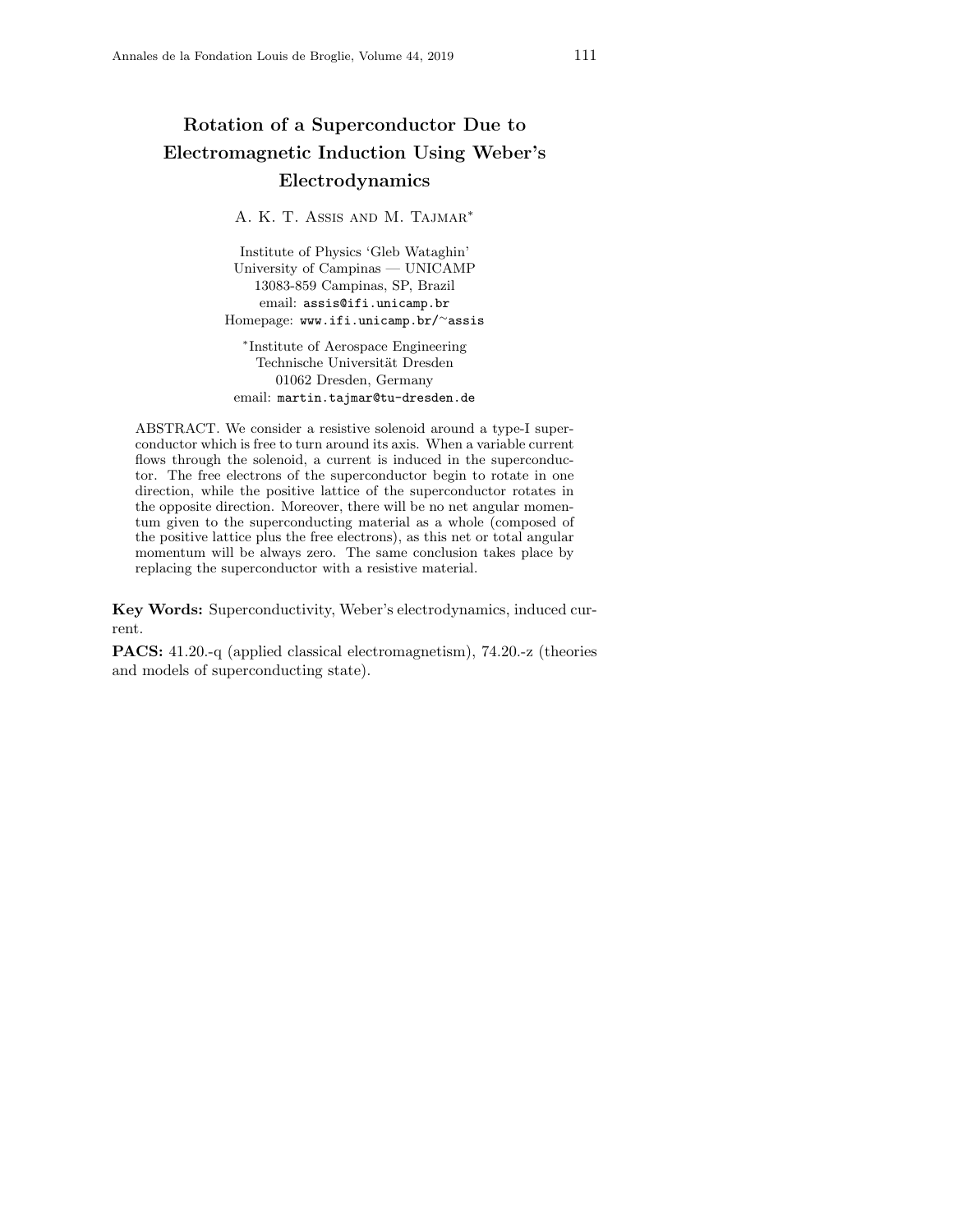# Rotation of a Superconductor Due to Electromagnetic Induction Using Weber's Electrodynamics

A. K. T. Assis and M. Tajmar*

Institute of Physics 'Gleb Wataghin'
University of Campinas — UNICAMP
13083-859 Campinas, SP, Brazil
email: assis@ifi.unicamp.br
Homepage: www.ifi.unicamp.br/~assis

*Institute of Aerospace Engineering
Technische Universität Dresden
01062 Dresden, Germany
email: martin.tajmar@tu-dresden.de

ABSTRACT. We consider a resistive solenoid around a type-I superconductor which is free to turn around its axis. When a variable current flows through the solenoid, a current is induced in the superconductor. The free electrons of the superconductor begin to rotate in one direction, while the positive lattice of the superconductor rotates in the opposite direction. Moreover, there will be no net angular momentum given to the superconducting material as a whole (composed of the positive lattice plus the free electrons), as this net or total angular momentum will be always zero. The same conclusion takes place by replacing the superconductor with a resistive material.

**Key Words:** Superconductivity, Weber's electrodynamics, induced current.

**PACS:** 41.20.-q (applied classical electromagnetism), 74.20.-z (theories and models of superconducting state).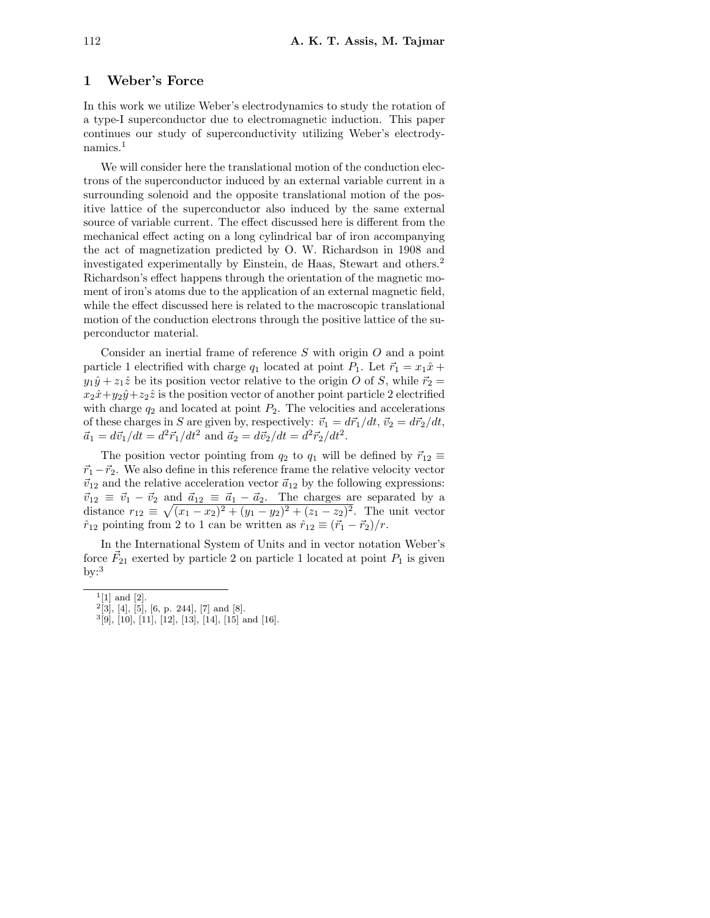## 1 Weber's Force

In this work we utilize Weber's electrodynamics to study the rotation of a type-I superconductor due to electromagnetic induction. This paper continues our study of superconductivity utilizing Weber's electrodynamics.[1]

We will consider here the translational motion of the conduction electrons of the superconductor induced by an external variable current in a surrounding solenoid and the opposite translational motion of the positive lattice of the superconductor also induced by the same external source of variable current. The effect discussed here is different from the mechanical effect acting on a long cylindrical bar of iron accompanying the act of magnetization predicted by O. W. Richardson in 1908 and investigated experimentally by Einstein, de Haas, Stewart and others.[2] Richardson's effect happens through the orientation of the magnetic moment of iron's atoms due to the application of an external magnetic field, while the effect discussed here is related to the macroscopic translational motion of the conduction electrons through the positive lattice of the superconductor material.

Consider an inertial frame of reference $S$ with origin $O$ and a point particle 1 electrified with charge $q_1$ located at point $P_1$. Let $\vec{r}_1 = x_1\hat{x} + y_1\hat{y} + z_1\hat{z}$ be its position vector relative to the origin $O$ of $S$, while $\vec{r}_2 = x_2\hat{x}+y_2\hat{y}+z_2\hat{z}$ is the position vector of another point particle 2 electrified with charge $q_2$ and located at point $P_2$. The velocities and accelerations of these charges in $S$ are given by, respectively: $\vec{v}_1 = d\vec{r}_1/dt$, $\vec{v}_2 = d\vec{r}_2/dt$, $\vec{a}_1 = d\vec{v}_1/dt = d^2\vec{r}_1/dt^2$ and $\vec{a}_2 = d\vec{v}_2/dt = d^2\vec{r}_2/dt^2$.

The position vector pointing from $q_2$ to $q_1$ will be defined by $\vec{r}_{12} \equiv \vec{r}_1 - \vec{r}_2$. We also define in this reference frame the relative velocity vector $\vec{v}_{12}$ and the relative acceleration vector $\vec{a}_{12}$ by the following expressions: $\vec{v}_{12} \equiv \vec{v}_1 - \vec{v}_2$ and $\vec{a}_{12} \equiv \vec{a}_1 - \vec{a}_2$. The charges are separated by a distance $r_{12} \equiv \sqrt{(x_1 - x_2)^2 + (y_1 - y_2)^2 + (z_1 - z_2)^2}$. The unit vector $\hat{r}_{12}$ pointing from 2 to 1 can be written as $\hat{r}_{12} \equiv (\vec{r}_1 - \vec{r}_2)/r$.

In the International System of Units and in vector notation Weber's force $\vec{F}_{21}$ exerted by particle 2 on particle 1 located at point $P_1$ is given by:[3]

---

[1] [1] and [2].

[2] [3], [4], [5], [6, p. 244], [7] and [8].

[3] [9], [10], [11], [12], [13], [14], [15] and [16].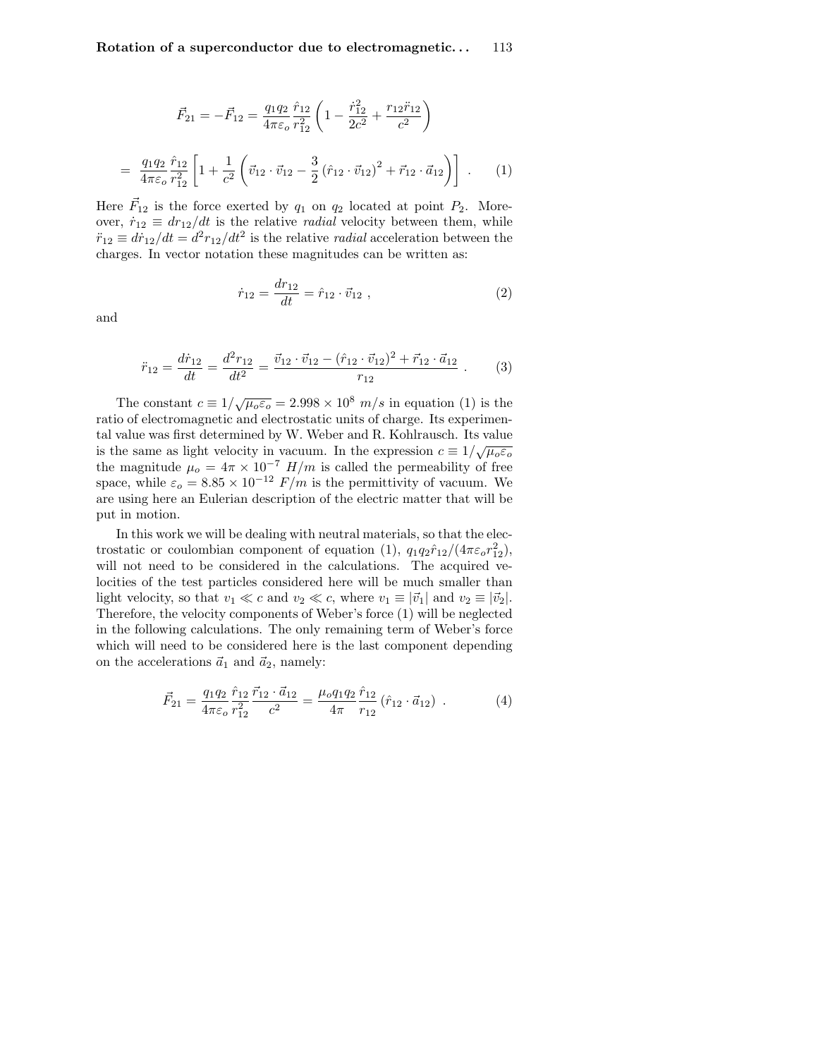$$\vec{F}_{21} = -\vec{F}_{12} = \frac{q_1 q_2}{4\pi\varepsilon_o} \frac{\hat{r}_{12}}{r_{12}^2} \left( 1 - \frac{\dot{r}_{12}^2}{2c^2} + \frac{r_{12}\ddot{r}_{12}}{c^2} \right)$$

$$= \frac{q_1 q_2}{4\pi\varepsilon_o} \frac{\hat{r}_{12}}{r_{12}^2} \left[ 1 + \frac{1}{c^2} \left( \vec{v}_{12} \cdot \vec{v}_{12} - \frac{3}{2} \left( \hat{r}_{12} \cdot \vec{v}_{12} \right)^2 + \vec{r}_{12} \cdot \vec{a}_{12} \right) \right] . \quad (1)$$

Here $\vec{F}_{12}$ is the force exerted by $q_1$ on $q_2$ located at point $P_2$. Moreover, $\dot{r}_{12} \equiv dr_{12}/dt$ is the relative *radial* velocity between them, while $\ddot{r}_{12} \equiv d\dot{r}_{12}/dt = d^2 r_{12}/dt^2$ is the relative *radial* acceleration between the charges. In vector notation these magnitudes can be written as:

$$\dot{r}_{12} = \frac{dr_{12}}{dt} = \hat{r}_{12} \cdot \vec{v}_{12} \ , \quad (2)$$

and

$$\ddot{r}_{12} = \frac{d\dot{r}_{12}}{dt} = \frac{d^2 r_{12}}{dt^2} = \frac{\vec{v}_{12} \cdot \vec{v}_{12} - (\hat{r}_{12} \cdot \vec{v}_{12})^2 + \vec{r}_{12} \cdot \vec{a}_{12}}{r_{12}} \ . \quad (3)$$

The constant $c \equiv 1/\sqrt{\mu_o \varepsilon_o} = 2.998 \times 10^8 \ m/s$ in equation (1) is the ratio of electromagnetic and electrostatic units of charge. Its experimental value was first determined by W. Weber and R. Kohlrausch. Its value is the same as light velocity in vacuum. In the expression $c \equiv 1/\sqrt{\mu_o \varepsilon_o}$ the magnitude $\mu_o = 4\pi \times 10^{-7} \ H/m$ is called the permeability of free space, while $\varepsilon_o = 8.85 \times 10^{-12} \ F/m$ is the permittivity of vacuum. We are using here an Eulerian description of the electric matter that will be put in motion.

In this work we will be dealing with neutral materials, so that the electrostatic or coulombian component of equation (1), $q_1 q_2 \hat{r}_{12}/(4\pi\varepsilon_o r_{12}^2)$, will not need to be considered in the calculations. The acquired velocities of the test particles considered here will be much smaller than light velocity, so that $v_1 \ll c$ and $v_2 \ll c$, where $v_1 \equiv |\vec{v}_1|$ and $v_2 \equiv |\vec{v}_2|$. Therefore, the velocity components of Weber's force (1) will be neglected in the following calculations. The only remaining term of Weber's force which will need to be considered here is the last component depending on the accelerations $\vec{a}_1$ and $\vec{a}_2$, namely:

$$\vec{F}_{21} = \frac{q_1 q_2}{4\pi\varepsilon_o} \frac{\hat{r}_{12}}{r_{12}^2} \frac{\vec{r}_{12} \cdot \vec{a}_{12}}{c^2} = \frac{\mu_o q_1 q_2}{4\pi} \frac{\hat{r}_{12}}{r_{12}} \left( \hat{r}_{12} \cdot \vec{a}_{12} \right) \ . \quad (4)$$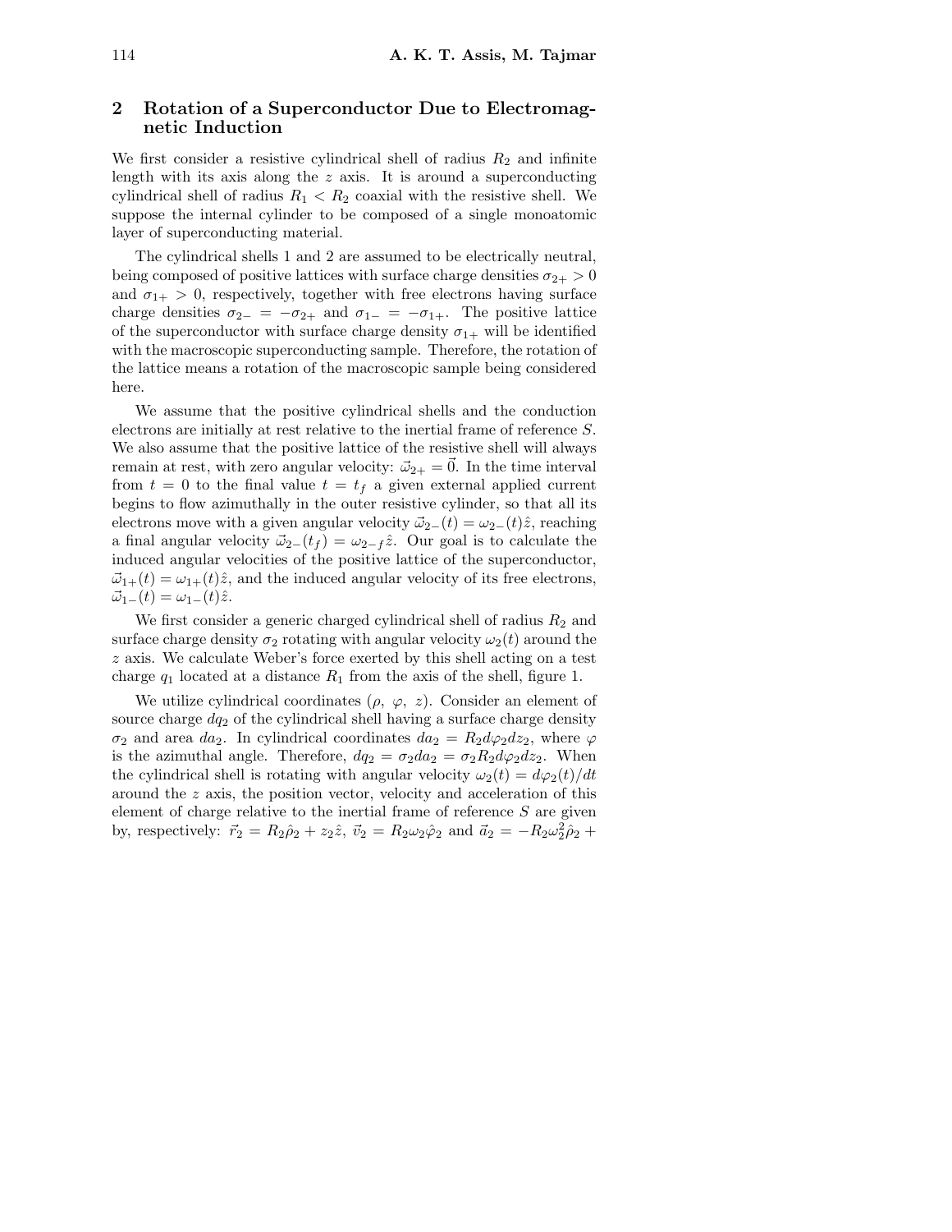## 2 Rotation of a Superconductor Due to Electromagnetic Induction

We first consider a resistive cylindrical shell of radius $R_2$ and infinite length with its axis along the $z$ axis. It is around a superconducting cylindrical shell of radius $R_1 < R_2$ coaxial with the resistive shell. We suppose the internal cylinder to be composed of a single monoatomic layer of superconducting material.

The cylindrical shells 1 and 2 are assumed to be electrically neutral, being composed of positive lattices with surface charge densities $\sigma_{2+} > 0$ and $\sigma_{1+} > 0$, respectively, together with free electrons having surface charge densities $\sigma_{2-} = -\sigma_{2+}$ and $\sigma_{1-} = -\sigma_{1+}$. The positive lattice of the superconductor with surface charge density $\sigma_{1+}$ will be identified with the macroscopic superconducting sample. Therefore, the rotation of the lattice means a rotation of the macroscopic sample being considered here.

We assume that the positive cylindrical shells and the conduction electrons are initially at rest relative to the inertial frame of reference $S$. We also assume that the positive lattice of the resistive shell will always remain at rest, with zero angular velocity: $\vec{\omega}_{2+} = \vec{0}$. In the time interval from $t = 0$ to the final value $t = t_f$ a given external applied current begins to flow azimuthally in the outer resistive cylinder, so that all its electrons move with a given angular velocity $\vec{\omega}_{2-}(t) = \omega_{2-}(t)\hat{z}$, reaching a final angular velocity $\vec{\omega}_{2-}(t_f) = \omega_{2-f}\hat{z}$. Our goal is to calculate the induced angular velocities of the positive lattice of the superconductor, $\vec{\omega}_{1+}(t) = \omega_{1+}(t)\hat{z}$, and the induced angular velocity of its free electrons, $\vec{\omega}_{1-}(t) = \omega_{1-}(t)\hat{z}$.

We first consider a generic charged cylindrical shell of radius $R_2$ and surface charge density $\sigma_2$ rotating with angular velocity $\omega_2(t)$ around the $z$ axis. We calculate Weber's force exerted by this shell acting on a test charge $q_1$ located at a distance $R_1$ from the axis of the shell, figure 1.

We utilize cylindrical coordinates ($\rho$, $\varphi$, $z$). Consider an element of source charge $dq_2$ of the cylindrical shell having a surface charge density $\sigma_2$ and area $da_2$. In cylindrical coordinates $da_2 = R_2 d\varphi_2 dz_2$, where $\varphi$ is the azimuthal angle. Therefore, $dq_2 = \sigma_2 da_2 = \sigma_2 R_2 d\varphi_2 dz_2$. When the cylindrical shell is rotating with angular velocity $\omega_2(t) = d\varphi_2(t)/dt$ around the $z$ axis, the position vector, velocity and acceleration of this element of charge relative to the inertial frame of reference $S$ are given by, respectively: $\vec{r}_2 = R_2\hat{\rho}_2 + z_2\hat{z}$, $\vec{v}_2 = R_2\omega_2\hat{\varphi}_2$ and $\vec{a}_2 = -R_2\omega_2^2\hat{\rho}_2 +$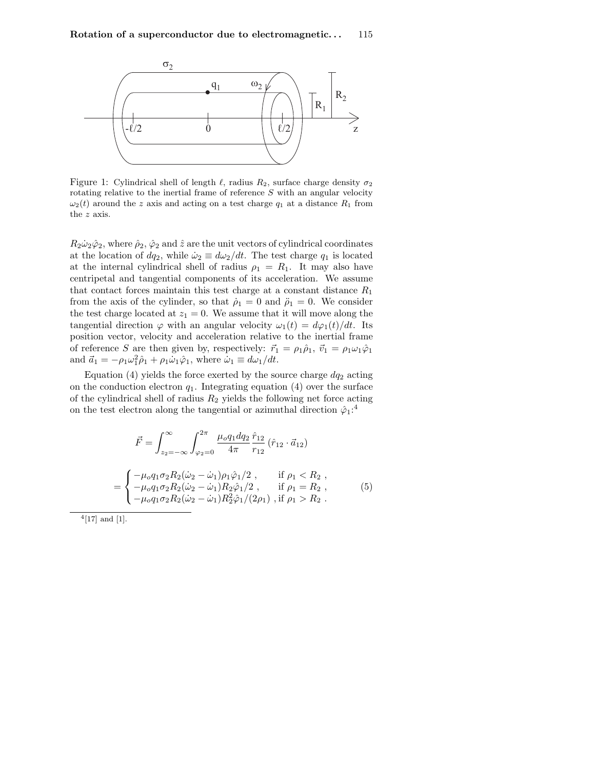Figure 1: Cylindrical shell of length $\ell$, radius $R_2$, surface charge density $\sigma_2$ rotating relative to the inertial frame of reference $S$ with an angular velocity $\omega_2(t)$ around the $z$ axis and acting on a test charge $q_1$ at a distance $R_1$ from the $z$ axis.

$R_2\dot{\omega}_2\hat{\varphi}_2$, where $\hat{\rho}_2$, $\hat{\varphi}_2$ and $\hat{z}$ are the unit vectors of cylindrical coordinates at the location of $dq_2$, while $\dot{\omega}_2 \equiv d\omega_2/dt$. The test charge $q_1$ is located at the internal cylindrical shell of radius $\rho_1 = R_1$. It may also have centripetal and tangential components of its acceleration. We assume that contact forces maintain this test charge at a constant distance $R_1$ from the axis of the cylinder, so that $\dot{\rho}_1 = 0$ and $\ddot{\rho}_1 = 0$. We consider the test charge located at $z_1 = 0$. We assume that it will move along the tangential direction $\varphi$ with an angular velocity $\omega_1(t) = d\varphi_1(t)/dt$. Its position vector, velocity and acceleration relative to the inertial frame of reference $S$ are then given by, respectively: $\vec{r}_1 = \rho_1\hat{\rho}_1$, $\vec{v}_1 = \rho_1\omega_1\hat{\varphi}_1$ and $\vec{a}_1 = -\rho_1\omega_1^2\hat{\rho}_1 + \rho_1\dot{\omega}_1\hat{\varphi}_1$, where $\dot{\omega}_1 \equiv d\omega_1/dt$.

Equation (4) yields the force exerted by the source charge $dq_2$ acting on the conduction electron $q_1$. Integrating equation (4) over the surface of the cylindrical shell of radius $R_2$ yields the following net force acting on the test electron along the tangential or azimuthal direction $\hat{\varphi}_1$:[4]

$$\vec{F} = \int_{z_2=-\infty}^{\infty}\int_{\varphi_2=0}^{2\pi} \frac{\mu_o q_1 dq_2}{4\pi}\frac{\hat{r}_{12}}{r_{12}}\left(\hat{r}_{12}\cdot\vec{a}_{12}\right)$$

$$= \begin{cases} -\mu_o q_1\sigma_2 R_2(\dot{\omega}_2 - \dot{\omega}_1)\rho_1\hat{\varphi}_1/2 \ , & \text{if } \rho_1 < R_2 \ , \\ -\mu_o q_1\sigma_2 R_2(\dot{\omega}_2 - \dot{\omega}_1)R_2\hat{\varphi}_1/2 \ , & \text{if } \rho_1 = R_2 \ , \\ -\mu_o q_1\sigma_2 R_2(\dot{\omega}_2 - \dot{\omega}_1)R_2^2\hat{\varphi}_1/(2\rho_1) \ , & \text{if } \rho_1 > R_2 \ . \end{cases} \quad (5)$$

[4] [17] and [1].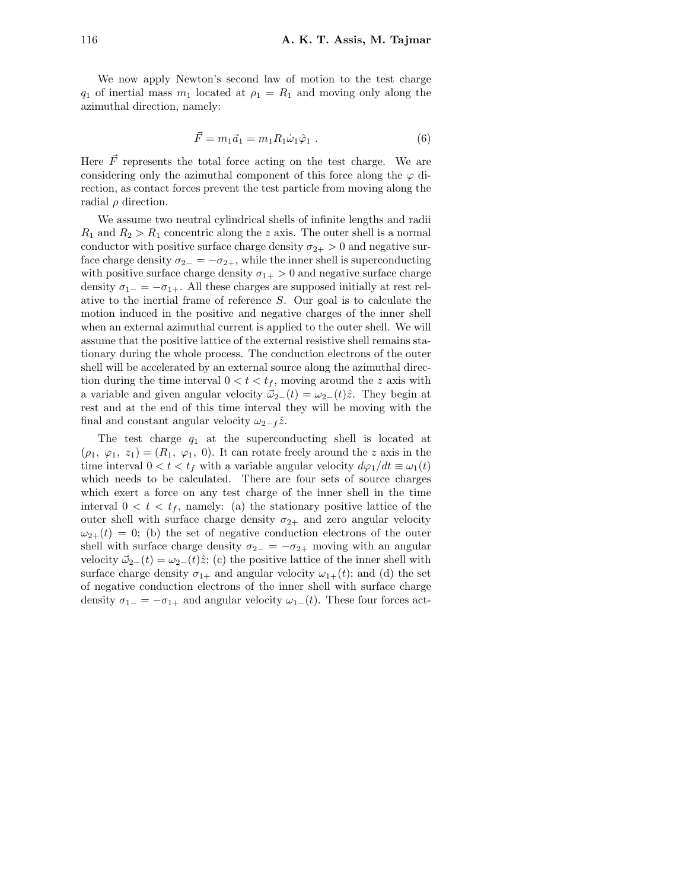We now apply Newton's second law of motion to the test charge $q_1$ of inertial mass $m_1$ located at $\rho_1 = R_1$ and moving only along the azimuthal direction, namely:

$$\vec{F} = m_1 \vec{a}_1 = m_1 R_1 \dot{\omega}_1 \hat{\varphi}_1 \ . \tag{6}$$

Here $\vec{F}$ represents the total force acting on the test charge. We are considering only the azimuthal component of this force along the $\varphi$ direction, as contact forces prevent the test particle from moving along the radial $\rho$ direction.

We assume two neutral cylindrical shells of infinite lengths and radii $R_1$ and $R_2 > R_1$ concentric along the $z$ axis. The outer shell is a normal conductor with positive surface charge density $\sigma_{2+} > 0$ and negative surface charge density $\sigma_{2-} = -\sigma_{2+}$, while the inner shell is superconducting with positive surface charge density $\sigma_{1+} > 0$ and negative surface charge density $\sigma_{1-} = -\sigma_{1+}$. All these charges are supposed initially at rest relative to the inertial frame of reference $S$. Our goal is to calculate the motion induced in the positive and negative charges of the inner shell when an external azimuthal current is applied to the outer shell. We will assume that the positive lattice of the external resistive shell remains stationary during the whole process. The conduction electrons of the outer shell will be accelerated by an external source along the azimuthal direction during the time interval $0 < t < t_f$, moving around the $z$ axis with a variable and given angular velocity $\vec{\omega}_{2-}(t) = \omega_{2-}(t)\hat{z}$. They begin at rest and at the end of this time interval they will be moving with the final and constant angular velocity $\omega_{2-f}\hat{z}$.

The test charge $q_1$ at the superconducting shell is located at $(\rho_1,\ \varphi_1,\ z_1) = (R_1,\ \varphi_1,\ 0)$. It can rotate freely around the $z$ axis in the time interval $0 < t < t_f$ with a variable angular velocity $d\varphi_1/dt \equiv \omega_1(t)$ which needs to be calculated. There are four sets of source charges which exert a force on any test charge of the inner shell in the time interval $0 < t < t_f$, namely: (a) the stationary positive lattice of the outer shell with surface charge density $\sigma_{2+}$ and zero angular velocity $\omega_{2+}(t) = 0$; (b) the set of negative conduction electrons of the outer shell with surface charge density $\sigma_{2-} = -\sigma_{2+}$ moving with an angular velocity $\vec{\omega}_{2-}(t) = \omega_{2-}(t)\hat{z}$; (c) the positive lattice of the inner shell with surface charge density $\sigma_{1+}$ and angular velocity $\omega_{1+}(t)$; and (d) the set of negative conduction electrons of the inner shell with surface charge density $\sigma_{1-} = -\sigma_{1+}$ and angular velocity $\omega_{1-}(t)$. These four forces act-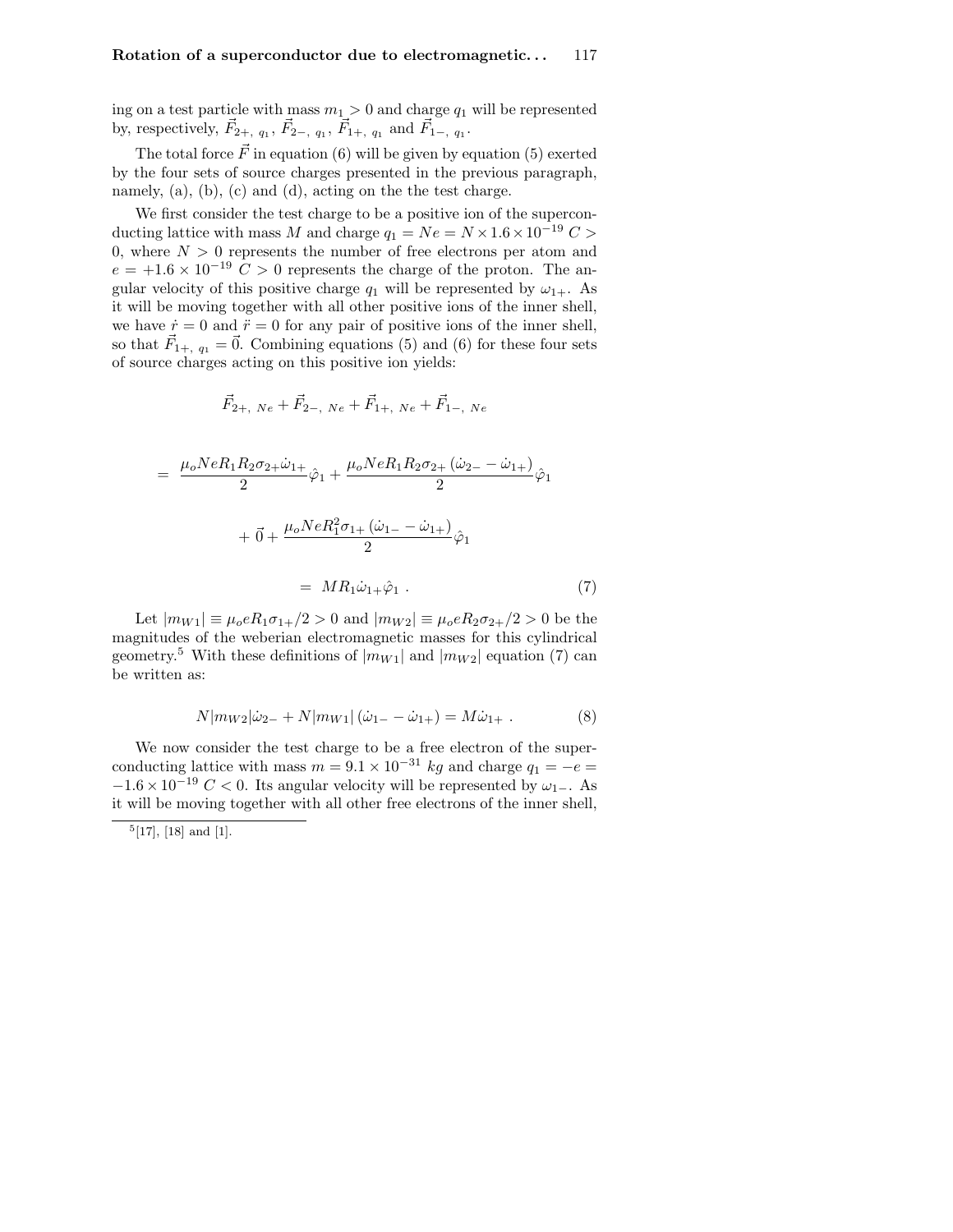ing on a test particle with mass $m_1 > 0$ and charge $q_1$ will be represented by, respectively, $\vec{F}_{2+,\ q_1}$, $\vec{F}_{2-,\ q_1}$, $\vec{F}_{1+,\ q_1}$ and $\vec{F}_{1-,\ q_1}$.

The total force $\vec{F}$ in equation (6) will be given by equation (5) exerted by the four sets of source charges presented in the previous paragraph, namely, (a), (b), (c) and (d), acting on the the test charge.

We first consider the test charge to be a positive ion of the superconducting lattice with mass $M$ and charge $q_1 = Ne = N \times 1.6 \times 10^{-19}\ C > 0$, where $N > 0$ represents the number of free electrons per atom and $e = +1.6 \times 10^{-19}\ C > 0$ represents the charge of the proton. The angular velocity of this positive charge $q_1$ will be represented by $\omega_{1+}$. As it will be moving together with all other positive ions of the inner shell, we have $\dot{r} = 0$ and $\ddot{r} = 0$ for any pair of positive ions of the inner shell, so that $\vec{F}_{1+,\ q_1} = \vec{0}$. Combining equations (5) and (6) for these four sets of source charges acting on this positive ion yields:

$$\vec{F}_{2+,\ Ne} + \vec{F}_{2-,\ Ne} + \vec{F}_{1+,\ Ne} + \vec{F}_{1-,\ Ne}$$

$$= \frac{\mu_o Ne R_1 R_2 \sigma_{2+} \dot{\omega}_{1+}}{2}\hat{\varphi}_1 + \frac{\mu_o Ne R_1 R_2 \sigma_{2+} \left(\dot{\omega}_{2-} - \dot{\omega}_{1+}\right)}{2}\hat{\varphi}_1$$

$$+ \vec{0} + \frac{\mu_o Ne R_1^2 \sigma_{1+} \left(\dot{\omega}_{1-} - \dot{\omega}_{1+}\right)}{2}\hat{\varphi}_1$$

$$= M R_1 \dot{\omega}_{1+} \hat{\varphi}_1\ . \tag{7}$$

Let $|m_{W1}| \equiv \mu_o e R_1 \sigma_{1+}/2 > 0$ and $|m_{W2}| \equiv \mu_o e R_2 \sigma_{2+}/2 > 0$ be the magnitudes of the weberian electromagnetic masses for this cylindrical geometry.[5] With these definitions of $|m_{W1}|$ and $|m_{W2}|$ equation (7) can be written as:

$$N|m_{W2}|\dot{\omega}_{2-} + N|m_{W1}|\left(\dot{\omega}_{1-} - \dot{\omega}_{1+}\right) = M\dot{\omega}_{1+}\ . \tag{8}$$

We now consider the test charge to be a free electron of the superconducting lattice with mass $m = 9.1 \times 10^{-31}\ kg$ and charge $q_1 = -e = -1.6 \times 10^{-19}\ C < 0$. Its angular velocity will be represented by $\omega_{1-}$. As it will be moving together with all other free electrons of the inner shell,

[5] [17], [18] and [1].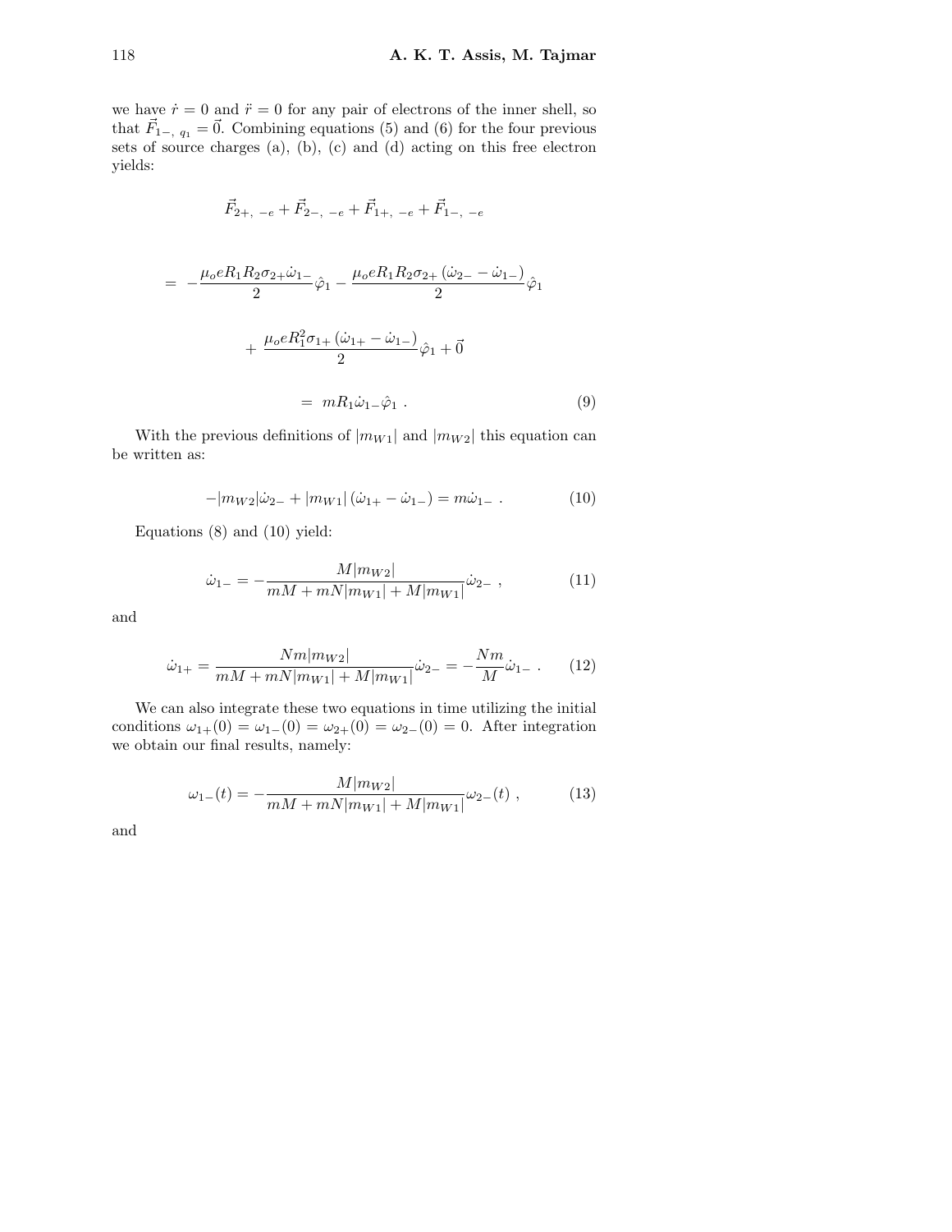we have $\dot{r} = 0$ and $\ddot{r} = 0$ for any pair of electrons of the inner shell, so that $\vec{F}_{1-,\ q_1} = \vec{0}$. Combining equations (5) and (6) for the four previous sets of source charges (a), (b), (c) and (d) acting on this free electron yields:

$$
\begin{aligned}
&\vec{F}_{2+,\ -e} + \vec{F}_{2-,\ -e} + \vec{F}_{1+,\ -e} + \vec{F}_{1-,\ -e} \\
&= -\frac{\mu_o e R_1 R_2 \sigma_{2+} \dot{\omega}_{1-}}{2} \hat{\varphi}_1 - \frac{\mu_o e R_1 R_2 \sigma_{2+} \left(\dot{\omega}_{2-} - \dot{\omega}_{1-}\right)}{2} \hat{\varphi}_1 \\
&\quad + \frac{\mu_o e R_1^2 \sigma_{1+} \left(\dot{\omega}_{1+} - \dot{\omega}_{1-}\right)}{2} \hat{\varphi}_1 + \vec{0} \\
&= m R_1 \dot{\omega}_{1-} \hat{\varphi}_1 \ .
\end{aligned} \tag{9}
$$

With the previous definitions of $|m_{W1}|$ and $|m_{W2}|$ this equation can be written as:

$$
-|m_{W2}|\dot{\omega}_{2-} + |m_{W1}| \left(\dot{\omega}_{1+} - \dot{\omega}_{1-}\right) = m\dot{\omega}_{1-} \ . \tag{10}
$$

Equations (8) and (10) yield:

$$
\dot{\omega}_{1-} = -\frac{M|m_{W2}|}{mM + mN|m_{W1}| + M|m_{W1}|}\dot{\omega}_{2-} \ , \tag{11}
$$

and

$$
\dot{\omega}_{1+} = \frac{Nm|m_{W2}|}{mM + mN|m_{W1}| + M|m_{W1}|}\dot{\omega}_{2-} = -\frac{Nm}{M}\dot{\omega}_{1-} \ . \tag{12}
$$

We can also integrate these two equations in time utilizing the initial conditions $\omega_{1+}(0) = \omega_{1-}(0) = \omega_{2+}(0) = \omega_{2-}(0) = 0$. After integration we obtain our final results, namely:

$$
\omega_{1-}(t) = -\frac{M|m_{W2}|}{mM + mN|m_{W1}| + M|m_{W1}|}\omega_{2-}(t) \ , \tag{13}
$$

and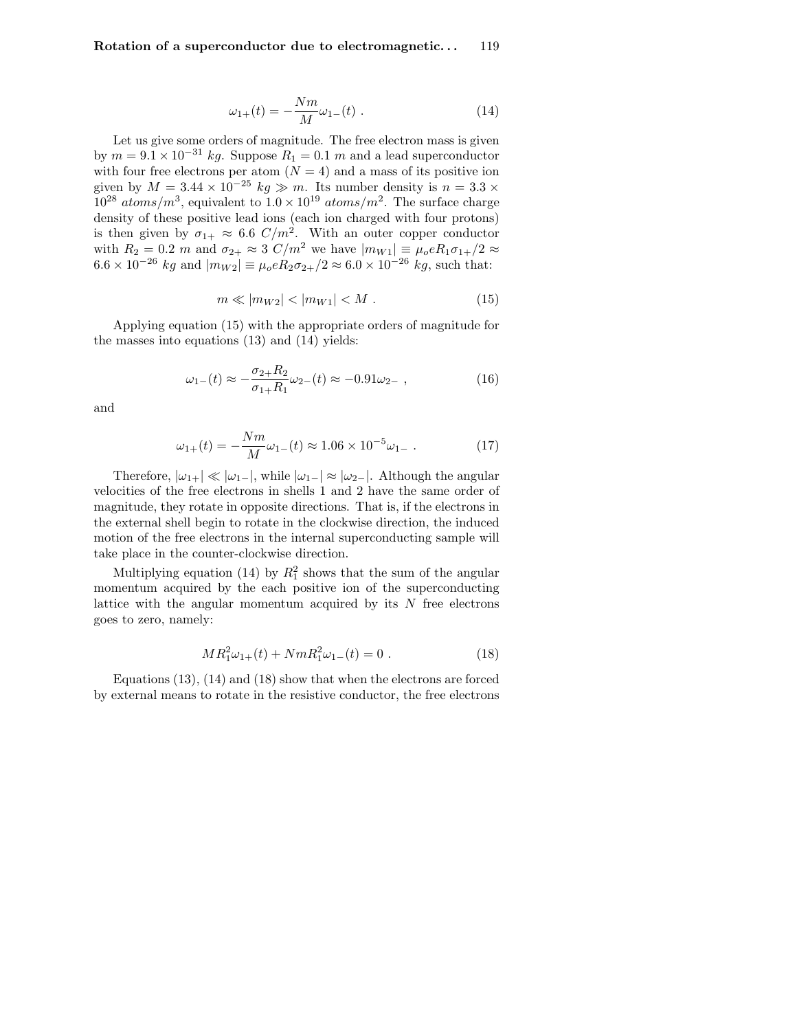$$\omega_{1+}(t) = -\frac{Nm}{M}\omega_{1-}(t) \ . \tag{14}$$

Let us give some orders of magnitude. The free electron mass is given by $m = 9.1 \times 10^{-31}$ $kg$. Suppose $R_1 = 0.1$ $m$ and a lead superconductor with four free electrons per atom ($N = 4$) and a mass of its positive ion given by $M = 3.44 \times 10^{-25}$ $kg \gg m$. Its number density is $n = 3.3 \times 10^{28}$ $atoms/m^3$, equivalent to $1.0 \times 10^{19}$ $atoms/m^2$. The surface charge density of these positive lead ions (each ion charged with four protons) is then given by $\sigma_{1+} \approx 6.6$ $C/m^2$. With an outer copper conductor with $R_2 = 0.2$ $m$ and $\sigma_{2+} \approx 3$ $C/m^2$ we have $|m_{W1}| \equiv \mu_o e R_1 \sigma_{1+}/2 \approx 6.6 \times 10^{-26}$ $kg$ and $|m_{W2}| \equiv \mu_o e R_2 \sigma_{2+}/2 \approx 6.0 \times 10^{-26}$ $kg$, such that:

$$m \ll |m_{W2}| < |m_{W1}| < M \ . \tag{15}$$

Applying equation (15) with the appropriate orders of magnitude for the masses into equations (13) and (14) yields:

$$\omega_{1-}(t) \approx -\frac{\sigma_{2+}R_2}{\sigma_{1+}R_1}\omega_{2-}(t) \approx -0.91\omega_{2-} \ , \tag{16}$$

and

$$\omega_{1+}(t) = -\frac{Nm}{M}\omega_{1-}(t) \approx 1.06 \times 10^{-5}\omega_{1-} \ . \tag{17}$$

Therefore, $|\omega_{1+}| \ll |\omega_{1-}|$, while $|\omega_{1-}| \approx |\omega_{2-}|$. Although the angular velocities of the free electrons in shells 1 and 2 have the same order of magnitude, they rotate in opposite directions. That is, if the electrons in the external shell begin to rotate in the clockwise direction, the induced motion of the free electrons in the internal superconducting sample will take place in the counter-clockwise direction.

Multiplying equation (14) by $R_1^2$ shows that the sum of the angular momentum acquired by the each positive ion of the superconducting lattice with the angular momentum acquired by its $N$ free electrons goes to zero, namely:

$$MR_1^2\omega_{1+}(t) + NmR_1^2\omega_{1-}(t) = 0 \ . \tag{18}$$

Equations (13), (14) and (18) show that when the electrons are forced by external means to rotate in the resistive conductor, the free electrons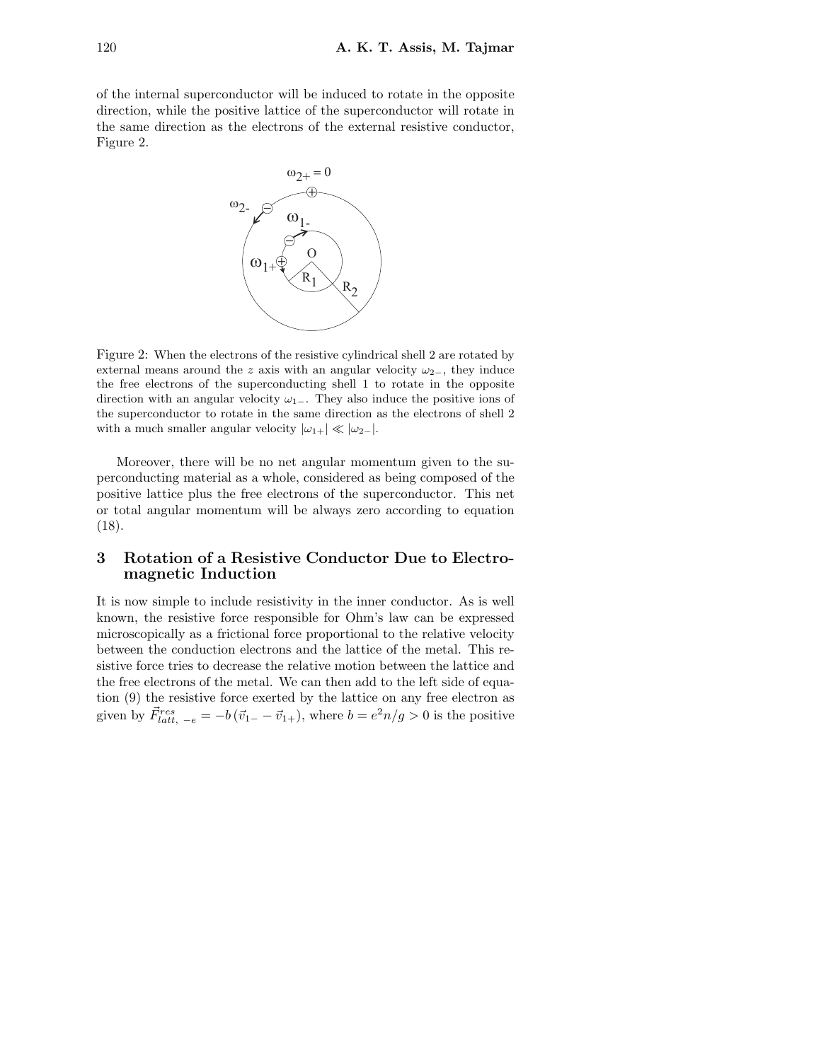of the internal superconductor will be induced to rotate in the opposite direction, while the positive lattice of the superconductor will rotate in the same direction as the electrons of the external resistive conductor, Figure 2.

Figure 2: When the electrons of the resistive cylindrical shell 2 are rotated by external means around the $z$ axis with an angular velocity $\omega_{2-}$, they induce the free electrons of the superconducting shell 1 to rotate in the opposite direction with an angular velocity $\omega_{1-}$. They also induce the positive ions of the superconductor to rotate in the same direction as the electrons of shell 2 with a much smaller angular velocity $|\omega_{1+}| \ll |\omega_{2-}|$.

Moreover, there will be no net angular momentum given to the superconducting material as a whole, considered as being composed of the positive lattice plus the free electrons of the superconductor. This net or total angular momentum will be always zero according to equation (18).

## 3 Rotation of a Resistive Conductor Due to Electromagnetic Induction

It is now simple to include resistivity in the inner conductor. As is well known, the resistive force responsible for Ohm's law can be expressed microscopically as a frictional force proportional to the relative velocity between the conduction electrons and the lattice of the metal. This resistive force tries to decrease the relative motion between the lattice and the free electrons of the metal. We can then add to the left side of equation (9) the resistive force exerted by the lattice on any free electron as given by $\vec{F}^{res}_{latt,\,-e} = -b\,(\vec{v}_{1-} - \vec{v}_{1+})$, where $b = e^2 n/g > 0$ is the positive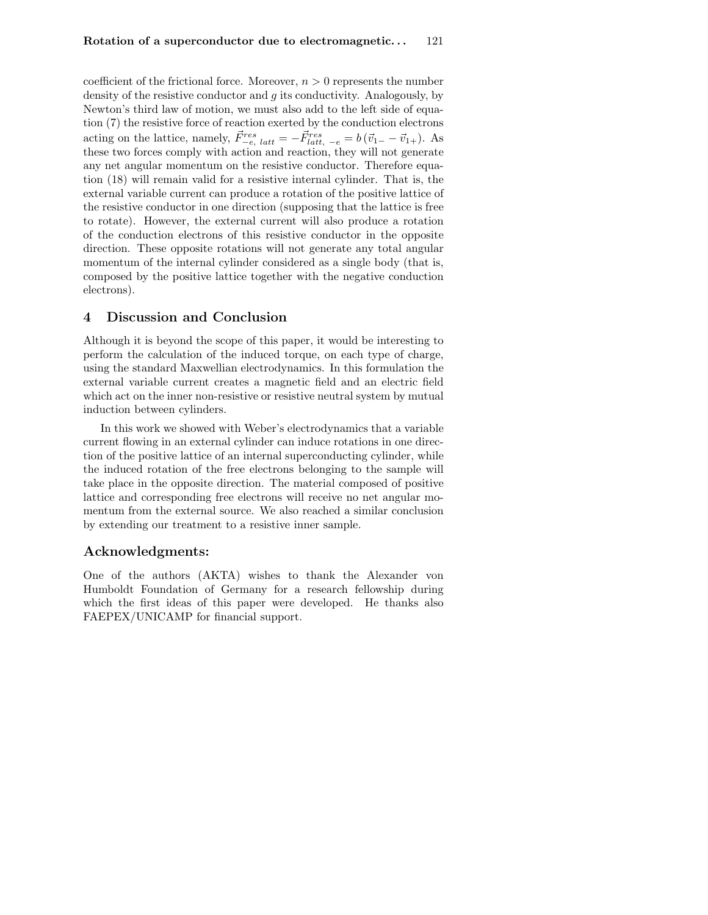coefficient of the frictional force. Moreover, $n > 0$ represents the number density of the resistive conductor and $g$ its conductivity. Analogously, by Newton's third law of motion, we must also add to the left side of equation (7) the resistive force of reaction exerted by the conduction electrons acting on the lattice, namely, $\vec{F}^{res}_{-e,\ latt} = -\vec{F}^{res}_{latt,\ -e} = b\,(\vec{v}_{1-} - \vec{v}_{1+})$. As these two forces comply with action and reaction, they will not generate any net angular momentum on the resistive conductor. Therefore equation (18) will remain valid for a resistive internal cylinder. That is, the external variable current can produce a rotation of the positive lattice of the resistive conductor in one direction (supposing that the lattice is free to rotate). However, the external current will also produce a rotation of the conduction electrons of this resistive conductor in the opposite direction. These opposite rotations will not generate any total angular momentum of the internal cylinder considered as a single body (that is, composed by the positive lattice together with the negative conduction electrons).

## 4 Discussion and Conclusion

Although it is beyond the scope of this paper, it would be interesting to perform the calculation of the induced torque, on each type of charge, using the standard Maxwellian electrodynamics. In this formulation the external variable current creates a magnetic field and an electric field which act on the inner non-resistive or resistive neutral system by mutual induction between cylinders.

In this work we showed with Weber's electrodynamics that a variable current flowing in an external cylinder can induce rotations in one direction of the positive lattice of an internal superconducting cylinder, while the induced rotation of the free electrons belonging to the sample will take place in the opposite direction. The material composed of positive lattice and corresponding free electrons will receive no net angular momentum from the external source. We also reached a similar conclusion by extending our treatment to a resistive inner sample.

## Acknowledgments:

One of the authors (AKTA) wishes to thank the Alexander von Humboldt Foundation of Germany for a research fellowship during which the first ideas of this paper were developed. He thanks also FAEPEX/UNICAMP for financial support.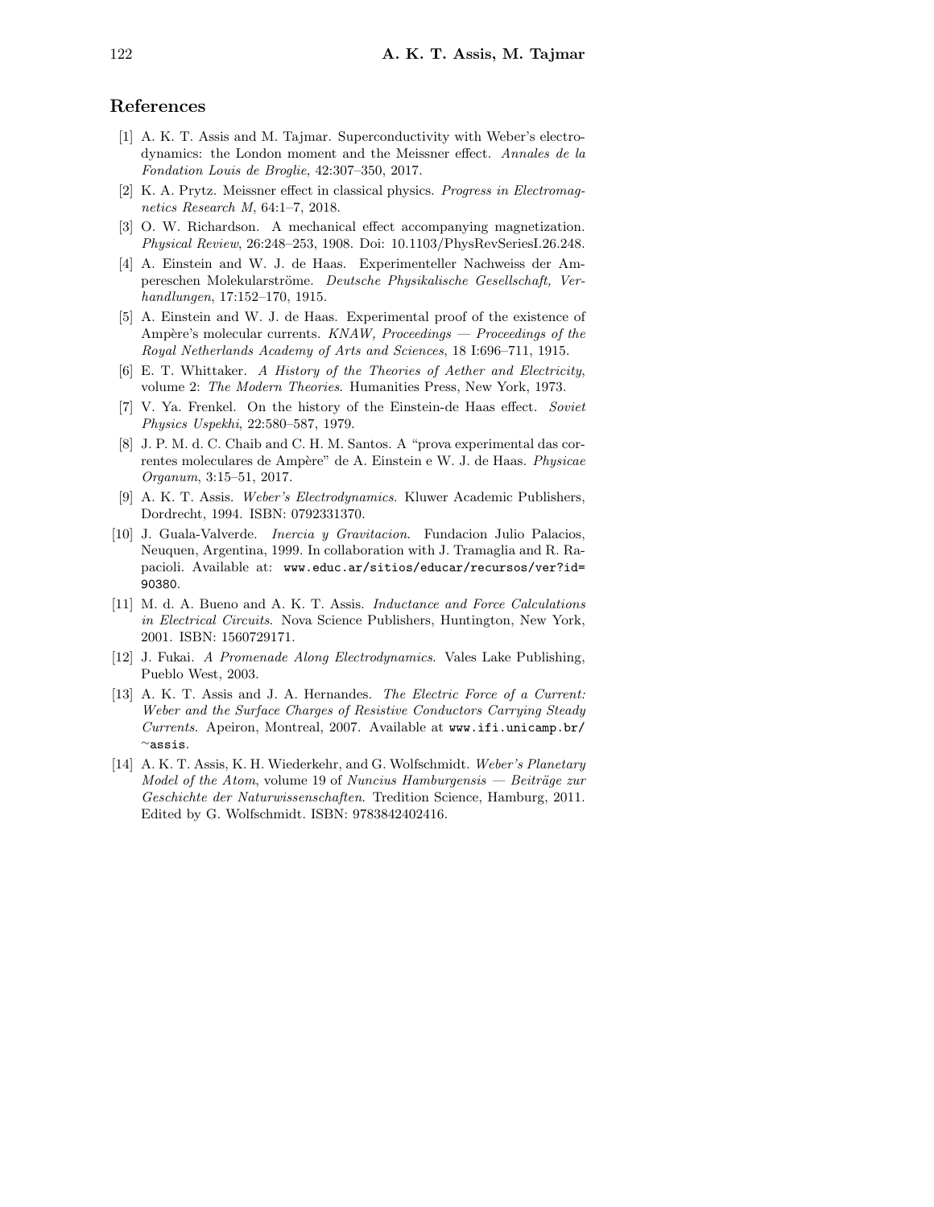## References

[1] A. K. T. Assis and M. Tajmar. Superconductivity with Weber's electrodynamics: the London moment and the Meissner effect. *Annales de la Fondation Louis de Broglie*, 42:307–350, 2017.

[2] K. A. Prytz. Meissner effect in classical physics. *Progress in Electromagnetics Research M*, 64:1–7, 2018.

[3] O. W. Richardson. A mechanical effect accompanying magnetization. *Physical Review*, 26:248–253, 1908. Doi: 10.1103/PhysRevSeriesI.26.248.

[4] A. Einstein and W. J. de Haas. Experimenteller Nachweiss der Ampereschen Molekularströme. *Deutsche Physikalische Gesellschaft, Verhandlungen*, 17:152–170, 1915.

[5] A. Einstein and W. J. de Haas. Experimental proof of the existence of Ampère's molecular currents. *KNAW, Proceedings — Proceedings of the Royal Netherlands Academy of Arts and Sciences*, 18 I:696–711, 1915.

[6] E. T. Whittaker. *A History of the Theories of Aether and Electricity*, volume 2: *The Modern Theories*. Humanities Press, New York, 1973.

[7] V. Ya. Frenkel. On the history of the Einstein-de Haas effect. *Soviet Physics Uspekhi*, 22:580–587, 1979.

[8] J. P. M. d. C. Chaib and C. H. M. Santos. A "prova experimental das correntes moleculares de Ampère" de A. Einstein e W. J. de Haas. *Physicae Organum*, 3:15–51, 2017.

[9] A. K. T. Assis. *Weber's Electrodynamics*. Kluwer Academic Publishers, Dordrecht, 1994. ISBN: 0792331370.

[10] J. Guala-Valverde. *Inercia y Gravitacion*. Fundacion Julio Palacios, Neuquen, Argentina, 1999. In collaboration with J. Tramaglia and R. Rapacioli. Available at: `www.educ.ar/sitios/educar/recursos/ver?id=90380`.

[11] M. d. A. Bueno and A. K. T. Assis. *Inductance and Force Calculations in Electrical Circuits*. Nova Science Publishers, Huntington, New York, 2001. ISBN: 1560729171.

[12] J. Fukai. *A Promenade Along Electrodynamics*. Vales Lake Publishing, Pueblo West, 2003.

[13] A. K. T. Assis and J. A. Hernandes. *The Electric Force of a Current: Weber and the Surface Charges of Resistive Conductors Carrying Steady Currents*. Apeiron, Montreal, 2007. Available at `www.ifi.unicamp.br/~assis`.

[14] A. K. T. Assis, K. H. Wiederkehr, and G. Wolfschmidt. *Weber's Planetary Model of the Atom*, volume 19 of *Nuncius Hamburgensis — Beiträge zur Geschichte der Naturwissenschaften*. Tredition Science, Hamburg, 2011. Edited by G. Wolfschmidt. ISBN: 9783842402416.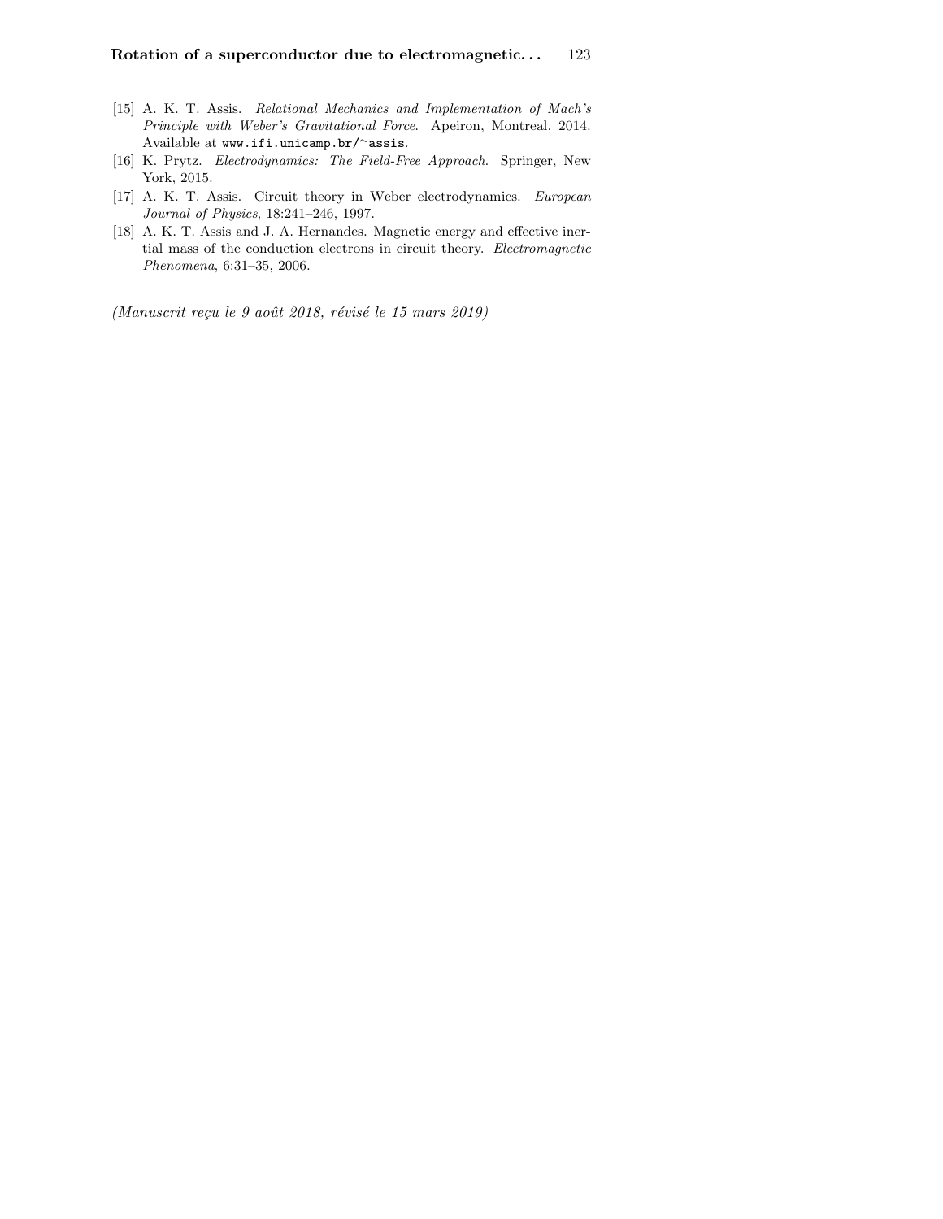[15] A. K. T. Assis. *Relational Mechanics and Implementation of Mach's Principle with Weber's Gravitational Force.* Apeiron, Montreal, 2014. Available at `www.ifi.unicamp.br/~assis`.

[16] K. Prytz. *Electrodynamics: The Field-Free Approach.* Springer, New York, 2015.

[17] A. K. T. Assis. Circuit theory in Weber electrodynamics. *European Journal of Physics*, 18:241–246, 1997.

[18] A. K. T. Assis and J. A. Hernandes. Magnetic energy and effective inertial mass of the conduction electrons in circuit theory. *Electromagnetic Phenomena*, 6:31–35, 2006.

*(Manuscrit reçu le 9 août 2018, révisé le 15 mars 2019)*